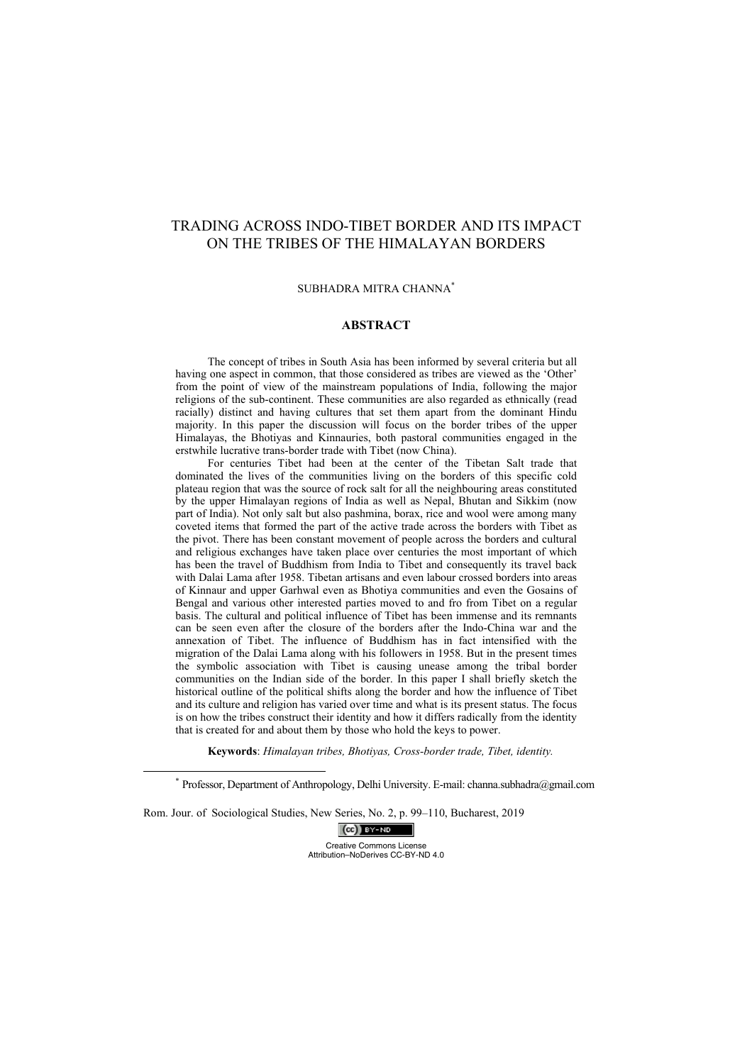# TRADING ACROSS INDO-TIBET BORDER AND ITS IMPACT ON THE TRIBES OF THE HIMALAYAN BORDERS

SUBHADRA MITRA CHANNA*

## ABSTRACT

The concept of tribes in South Asia has been informed by several criteria but all having one aspect in common, that those considered as tribes are viewed as the 'Other' from the point of view of the mainstream populations of India, following the major religions of the sub-continent. These communities are also regarded as ethnically (read racially) distinct and having cultures that set them apart from the dominant Hindu majority. In this paper the discussion will focus on the border tribes of the upper Himalayas, the Bhotiyas and Kinnauries, both pastoral communities engaged in the erstwhile lucrative trans-border trade with Tibet (now China).

For centuries Tibet had been at the center of the Tibetan Salt trade that dominated the lives of the communities living on the borders of this specific cold plateau region that was the source of rock salt for all the neighbouring areas constituted by the upper Himalayan regions of India as well as Nepal, Bhutan and Sikkim (now part of India). Not only salt but also pashmina, borax, rice and wool were among many coveted items that formed the part of the active trade across the borders with Tibet as the pivot. There has been constant movement of people across the borders and cultural and religious exchanges have taken place over centuries the most important of which has been the travel of Buddhism from India to Tibet and consequently its travel back with Dalai Lama after 1958. Tibetan artisans and even labour crossed borders into areas of Kinnaur and upper Garhwal even as Bhotiya communities and even the Gosains of Bengal and various other interested parties moved to and fro from Tibet on a regular basis. The cultural and political influence of Tibet has been immense and its remnants can be seen even after the closure of the borders after the Indo-China war and the annexation of Tibet. The influence of Buddhism has in fact intensified with the migration of the Dalai Lama along with his followers in 1958. But in the present times the symbolic association with Tibet is causing unease among the tribal border communities on the Indian side of the border. In this paper I shall briefly sketch the historical outline of the political shifts along the border and how the influence of Tibet and its culture and religion has varied over time and what is its present status. The focus is on how the tribes construct their identity and how it differs radically from the identity that is created for and about them by those who hold the keys to power.

**Keywords**: *Himalayan tribes, Bhotiyas, Cross-border trade, Tibet, identity.*

---

* Professor, Department of Anthropology, Delhi University. E-mail: channa.subhadra@gmail.com

Rom. Jour. of Sociological Studies, New Series, No. 2, p. 99–110, Bucharest, 2019

Creative Commons License Attribution–NoDerives CC-BY-ND 4.0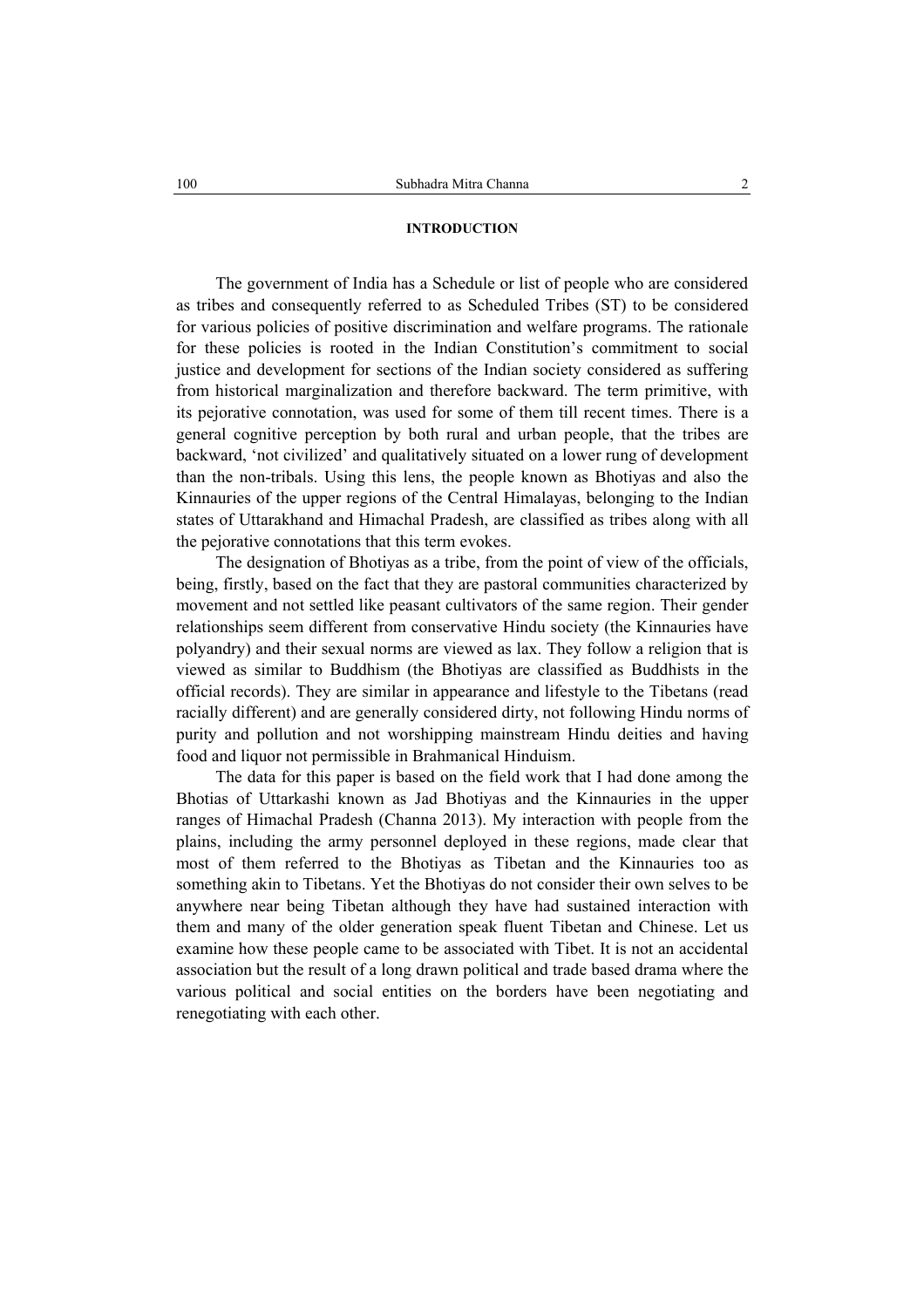## INTRODUCTION

The government of India has a Schedule or list of people who are considered as tribes and consequently referred to as Scheduled Tribes (ST) to be considered for various policies of positive discrimination and welfare programs. The rationale for these policies is rooted in the Indian Constitution's commitment to social justice and development for sections of the Indian society considered as suffering from historical marginalization and therefore backward. The term primitive, with its pejorative connotation, was used for some of them till recent times. There is a general cognitive perception by both rural and urban people, that the tribes are backward, 'not civilized' and qualitatively situated on a lower rung of development than the non-tribals. Using this lens, the people known as Bhotiyas and also the Kinnauries of the upper regions of the Central Himalayas, belonging to the Indian states of Uttarakhand and Himachal Pradesh, are classified as tribes along with all the pejorative connotations that this term evokes.

The designation of Bhotiyas as a tribe, from the point of view of the officials, being, firstly, based on the fact that they are pastoral communities characterized by movement and not settled like peasant cultivators of the same region. Their gender relationships seem different from conservative Hindu society (the Kinnauries have polyandry) and their sexual norms are viewed as lax. They follow a religion that is viewed as similar to Buddhism (the Bhotiyas are classified as Buddhists in the official records). They are similar in appearance and lifestyle to the Tibetans (read racially different) and are generally considered dirty, not following Hindu norms of purity and pollution and not worshipping mainstream Hindu deities and having food and liquor not permissible in Brahmanical Hinduism.

The data for this paper is based on the field work that I had done among the Bhotias of Uttarkashi known as Jad Bhotiyas and the Kinnauries in the upper ranges of Himachal Pradesh (Channa 2013). My interaction with people from the plains, including the army personnel deployed in these regions, made clear that most of them referred to the Bhotiyas as Tibetan and the Kinnauries too as something akin to Tibetans. Yet the Bhotiyas do not consider their own selves to be anywhere near being Tibetan although they have had sustained interaction with them and many of the older generation speak fluent Tibetan and Chinese. Let us examine how these people came to be associated with Tibet. It is not an accidental association but the result of a long drawn political and trade based drama where the various political and social entities on the borders have been negotiating and renegotiating with each other.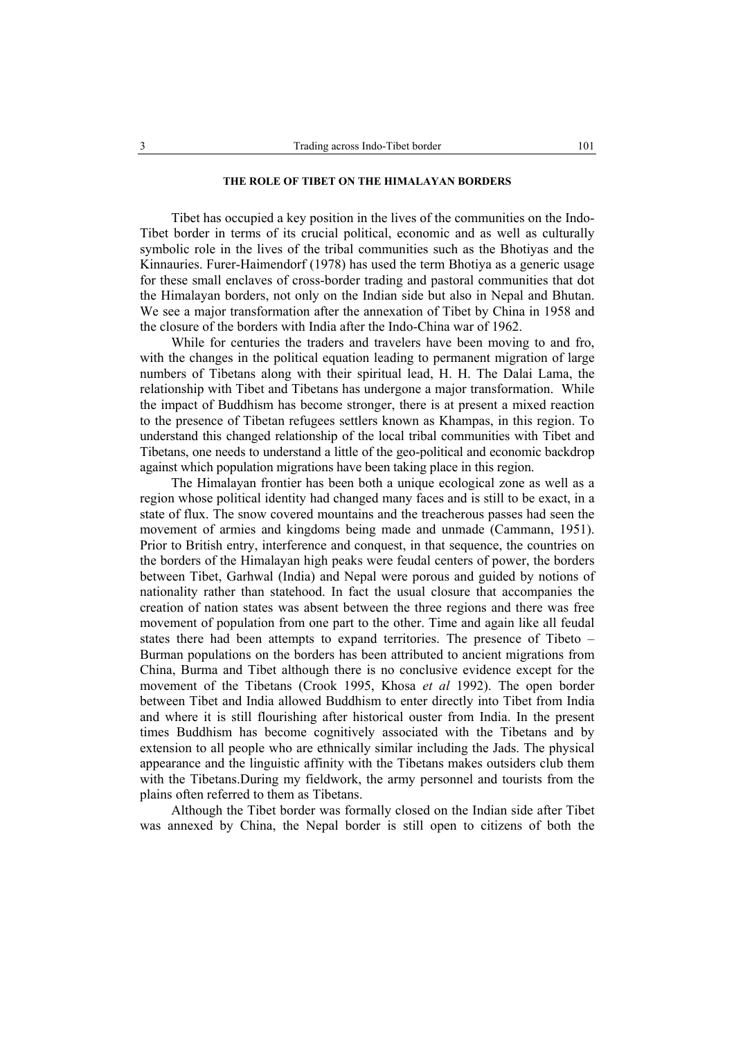### THE ROLE OF TIBET ON THE HIMALAYAN BORDERS

Tibet has occupied a key position in the lives of the communities on the Indo-Tibet border in terms of its crucial political, economic and as well as culturally symbolic role in the lives of the tribal communities such as the Bhotiyas and the Kinnauries. Furer-Haimendorf (1978) has used the term Bhotiya as a generic usage for these small enclaves of cross-border trading and pastoral communities that dot the Himalayan borders, not only on the Indian side but also in Nepal and Bhutan. We see a major transformation after the annexation of Tibet by China in 1958 and the closure of the borders with India after the Indo-China war of 1962.

While for centuries the traders and travelers have been moving to and fro, with the changes in the political equation leading to permanent migration of large numbers of Tibetans along with their spiritual lead, H. H. The Dalai Lama, the relationship with Tibet and Tibetans has undergone a major transformation. While the impact of Buddhism has become stronger, there is at present a mixed reaction to the presence of Tibetan refugees settlers known as Khampas, in this region. To understand this changed relationship of the local tribal communities with Tibet and Tibetans, one needs to understand a little of the geo-political and economic backdrop against which population migrations have been taking place in this region.

The Himalayan frontier has been both a unique ecological zone as well as a region whose political identity had changed many faces and is still to be exact, in a state of flux. The snow covered mountains and the treacherous passes had seen the movement of armies and kingdoms being made and unmade (Cammann, 1951). Prior to British entry, interference and conquest, in that sequence, the countries on the borders of the Himalayan high peaks were feudal centers of power, the borders between Tibet, Garhwal (India) and Nepal were porous and guided by notions of nationality rather than statehood. In fact the usual closure that accompanies the creation of nation states was absent between the three regions and there was free movement of population from one part to the other. Time and again like all feudal states there had been attempts to expand territories. The presence of Tibeto – Burman populations on the borders has been attributed to ancient migrations from China, Burma and Tibet although there is no conclusive evidence except for the movement of the Tibetans (Crook 1995, Khosa *et al* 1992). The open border between Tibet and India allowed Buddhism to enter directly into Tibet from India and where it is still flourishing after historical ouster from India. In the present times Buddhism has become cognitively associated with the Tibetans and by extension to all people who are ethnically similar including the Jads. The physical appearance and the linguistic affinity with the Tibetans makes outsiders club them with the Tibetans.During my fieldwork, the army personnel and tourists from the plains often referred to them as Tibetans.

Although the Tibet border was formally closed on the Indian side after Tibet was annexed by China, the Nepal border is still open to citizens of both the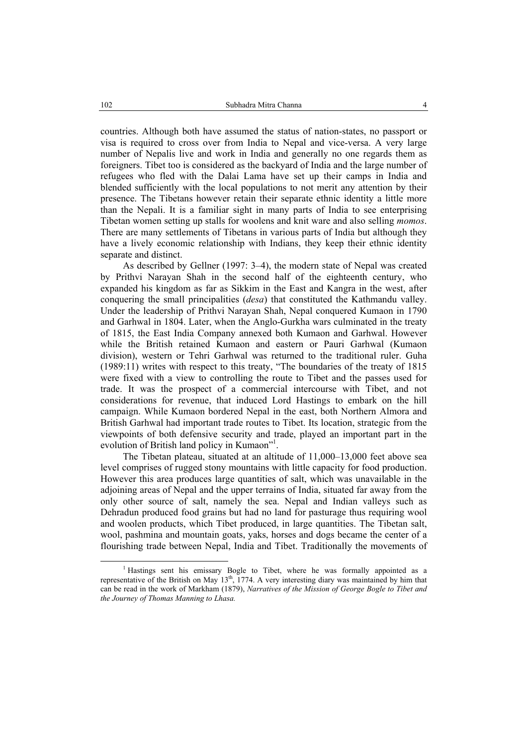countries. Although both have assumed the status of nation-states, no passport or visa is required to cross over from India to Nepal and vice-versa. A very large number of Nepalis live and work in India and generally no one regards them as foreigners. Tibet too is considered as the backyard of India and the large number of refugees who fled with the Dalai Lama have set up their camps in India and blended sufficiently with the local populations to not merit any attention by their presence. The Tibetans however retain their separate ethnic identity a little more than the Nepali. It is a familiar sight in many parts of India to see enterprising Tibetan women setting up stalls for woolens and knit ware and also selling *momos*. There are many settlements of Tibetans in various parts of India but although they have a lively economic relationship with Indians, they keep their ethnic identity separate and distinct.

As described by Gellner (1997: 3–4), the modern state of Nepal was created by Prithvi Narayan Shah in the second half of the eighteenth century, who expanded his kingdom as far as Sikkim in the East and Kangra in the west, after conquering the small principalities (*desa*) that constituted the Kathmandu valley. Under the leadership of Prithvi Narayan Shah, Nepal conquered Kumaon in 1790 and Garhwal in 1804. Later, when the Anglo-Gurkha wars culminated in the treaty of 1815, the East India Company annexed both Kumaon and Garhwal. However while the British retained Kumaon and eastern or Pauri Garhwal (Kumaon division), western or Tehri Garhwal was returned to the traditional ruler. Guha (1989:11) writes with respect to this treaty, "The boundaries of the treaty of 1815 were fixed with a view to controlling the route to Tibet and the passes used for trade. It was the prospect of a commercial intercourse with Tibet, and not considerations for revenue, that induced Lord Hastings to embark on the hill campaign. While Kumaon bordered Nepal in the east, both Northern Almora and British Garhwal had important trade routes to Tibet. Its location, strategic from the viewpoints of both defensive security and trade, played an important part in the evolution of British land policy in Kumaon"[1].

The Tibetan plateau, situated at an altitude of 11,000–13,000 feet above sea level comprises of rugged stony mountains with little capacity for food production. However this area produces large quantities of salt, which was unavailable in the adjoining areas of Nepal and the upper terrains of India, situated far away from the only other source of salt, namely the sea. Nepal and Indian valleys such as Dehradun produced food grains but had no land for pasturage thus requiring wool and woolen products, which Tibet produced, in large quantities. The Tibetan salt, wool, pashmina and mountain goats, yaks, horses and dogs became the center of a flourishing trade between Nepal, India and Tibet. Traditionally the movements of

[1] Hastings sent his emissary Bogle to Tibet, where he was formally appointed as a representative of the British on May 13th, 1774. A very interesting diary was maintained by him that can be read in the work of Markham (1879), *Narratives of the Mission of George Bogle to Tibet and the Journey of Thomas Manning to Lhasa.*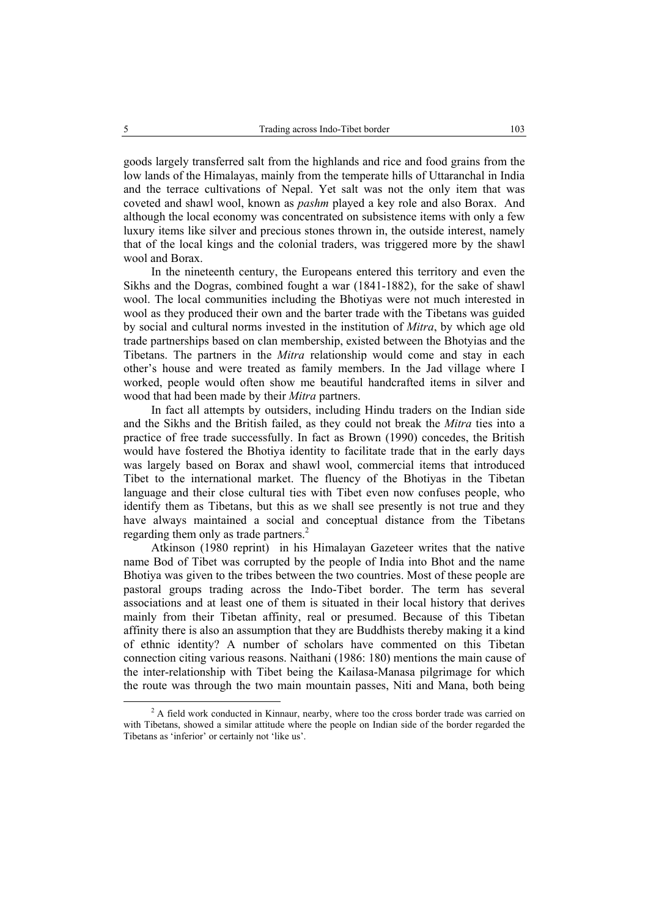goods largely transferred salt from the highlands and rice and food grains from the low lands of the Himalayas, mainly from the temperate hills of Uttaranchal in India and the terrace cultivations of Nepal. Yet salt was not the only item that was coveted and shawl wool, known as *pashm* played a key role and also Borax. And although the local economy was concentrated on subsistence items with only a few luxury items like silver and precious stones thrown in, the outside interest, namely that of the local kings and the colonial traders, was triggered more by the shawl wool and Borax.

In the nineteenth century, the Europeans entered this territory and even the Sikhs and the Dogras, combined fought a war (1841-1882), for the sake of shawl wool. The local communities including the Bhotiyas were not much interested in wool as they produced their own and the barter trade with the Tibetans was guided by social and cultural norms invested in the institution of *Mitra*, by which age old trade partnerships based on clan membership, existed between the Bhotyias and the Tibetans. The partners in the *Mitra* relationship would come and stay in each other's house and were treated as family members. In the Jad village where I worked, people would often show me beautiful handcrafted items in silver and wood that had been made by their *Mitra* partners.

In fact all attempts by outsiders, including Hindu traders on the Indian side and the Sikhs and the British failed, as they could not break the *Mitra* ties into a practice of free trade successfully. In fact as Brown (1990) concedes, the British would have fostered the Bhotiya identity to facilitate trade that in the early days was largely based on Borax and shawl wool, commercial items that introduced Tibet to the international market. The fluency of the Bhotiyas in the Tibetan language and their close cultural ties with Tibet even now confuses people, who identify them as Tibetans, but this as we shall see presently is not true and they have always maintained a social and conceptual distance from the Tibetans regarding them only as trade partners.[2]

Atkinson (1980 reprint) in his Himalayan Gazeteer writes that the native name Bod of Tibet was corrupted by the people of India into Bhot and the name Bhotiya was given to the tribes between the two countries. Most of these people are pastoral groups trading across the Indo-Tibet border. The term has several associations and at least one of them is situated in their local history that derives mainly from their Tibetan affinity, real or presumed. Because of this Tibetan affinity there is also an assumption that they are Buddhists thereby making it a kind of ethnic identity? A number of scholars have commented on this Tibetan connection citing various reasons. Naithani (1986: 180) mentions the main cause of the inter-relationship with Tibet being the Kailasa-Manasa pilgrimage for which the route was through the two main mountain passes, Niti and Mana, both being

[2] A field work conducted in Kinnaur, nearby, where too the cross border trade was carried on with Tibetans, showed a similar attitude where the people on Indian side of the border regarded the Tibetans as 'inferior' or certainly not 'like us'.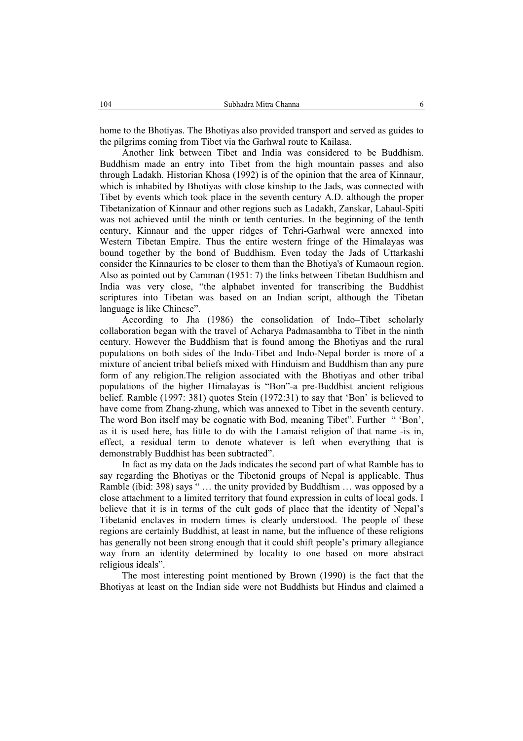home to the Bhotiyas. The Bhotiyas also provided transport and served as guides to the pilgrims coming from Tibet via the Garhwal route to Kailasa.

Another link between Tibet and India was considered to be Buddhism. Buddhism made an entry into Tibet from the high mountain passes and also through Ladakh. Historian Khosa (1992) is of the opinion that the area of Kinnaur, which is inhabited by Bhotiyas with close kinship to the Jads, was connected with Tibet by events which took place in the seventh century A.D. although the proper Tibetanization of Kinnaur and other regions such as Ladakh, Zanskar, Lahaul-Spiti was not achieved until the ninth or tenth centuries. In the beginning of the tenth century, Kinnaur and the upper ridges of Tehri-Garhwal were annexed into Western Tibetan Empire. Thus the entire western fringe of the Himalayas was bound together by the bond of Buddhism. Even today the Jads of Uttarkashi consider the Kinnauries to be closer to them than the Bhotiya's of Kumaoun region. Also as pointed out by Camman (1951: 7) the links between Tibetan Buddhism and India was very close, "the alphabet invented for transcribing the Buddhist scriptures into Tibetan was based on an Indian script, although the Tibetan language is like Chinese".

According to Jha (1986) the consolidation of Indo–Tibet scholarly collaboration began with the travel of Acharya Padmasambha to Tibet in the ninth century. However the Buddhism that is found among the Bhotiyas and the rural populations on both sides of the Indo-Tibet and Indo-Nepal border is more of a mixture of ancient tribal beliefs mixed with Hinduism and Buddhism than any pure form of any religion.The religion associated with the Bhotiyas and other tribal populations of the higher Himalayas is "Bon"-a pre-Buddhist ancient religious belief. Ramble (1997: 381) quotes Stein (1972:31) to say that 'Bon' is believed to have come from Zhang-zhung, which was annexed to Tibet in the seventh century. The word Bon itself may be cognatic with Bod, meaning Tibet". Further " 'Bon', as it is used here, has little to do with the Lamaist religion of that name -is in, effect, a residual term to denote whatever is left when everything that is demonstrably Buddhist has been subtracted".

In fact as my data on the Jads indicates the second part of what Ramble has to say regarding the Bhotiyas or the Tibetonid groups of Nepal is applicable. Thus Ramble (ibid: 398) says " … the unity provided by Buddhism … was opposed by a close attachment to a limited territory that found expression in cults of local gods. I believe that it is in terms of the cult gods of place that the identity of Nepal's Tibetanid enclaves in modern times is clearly understood. The people of these regions are certainly Buddhist, at least in name, but the influence of these religions has generally not been strong enough that it could shift people's primary allegiance way from an identity determined by locality to one based on more abstract religious ideals".

The most interesting point mentioned by Brown (1990) is the fact that the Bhotiyas at least on the Indian side were not Buddhists but Hindus and claimed a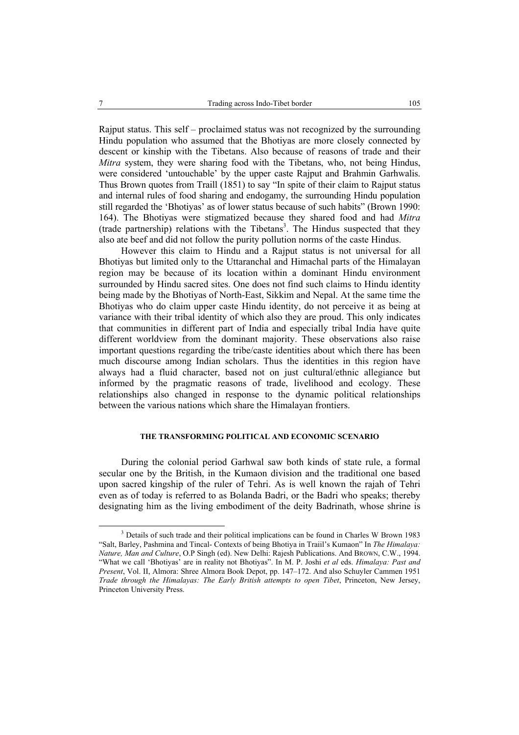Rajput status. This self – proclaimed status was not recognized by the surrounding Hindu population who assumed that the Bhotiyas are more closely connected by descent or kinship with the Tibetans. Also because of reasons of trade and their *Mitra* system, they were sharing food with the Tibetans, who, not being Hindus, were considered 'untouchable' by the upper caste Rajput and Brahmin Garhwalis. Thus Brown quotes from Traill (1851) to say "In spite of their claim to Rajput status and internal rules of food sharing and endogamy, the surrounding Hindu population still regarded the 'Bhotiyas' as of lower status because of such habits" (Brown 1990: 164). The Bhotiyas were stigmatized because they shared food and had *Mitra* (trade partnership) relations with the Tibetans[3]. The Hindus suspected that they also ate beef and did not follow the purity pollution norms of the caste Hindus.

However this claim to Hindu and a Rajput status is not universal for all Bhotiyas but limited only to the Uttaranchal and Himachal parts of the Himalayan region may be because of its location within a dominant Hindu environment surrounded by Hindu sacred sites. One does not find such claims to Hindu identity being made by the Bhotiyas of North-East, Sikkim and Nepal. At the same time the Bhotiyas who do claim upper caste Hindu identity, do not perceive it as being at variance with their tribal identity of which also they are proud. This only indicates that communities in different part of India and especially tribal India have quite different worldview from the dominant majority. These observations also raise important questions regarding the tribe/caste identities about which there has been much discourse among Indian scholars. Thus the identities in this region have always had a fluid character, based not on just cultural/ethnic allegiance but informed by the pragmatic reasons of trade, livelihood and ecology. These relationships also changed in response to the dynamic political relationships between the various nations which share the Himalayan frontiers.

## THE TRANSFORMING POLITICAL AND ECONOMIC SCENARIO

During the colonial period Garhwal saw both kinds of state rule, a formal secular one by the British, in the Kumaon division and the traditional one based upon sacred kingship of the ruler of Tehri. As is well known the rajah of Tehri even as of today is referred to as Bolanda Badri, or the Badri who speaks; thereby designating him as the living embodiment of the deity Badrinath, whose shrine is

---

[3] Details of such trade and their political implications can be found in Charles W Brown 1983 "Salt, Barley, Pashmina and Tincal- Contexts of being Bhotiya in Traiil's Kumaon" In *The Himalaya: Nature, Man and Culture*, O.P Singh (ed). New Delhi: Rajesh Publications. And BROWN, C.W., 1994. "What we call 'Bhotiyas' are in reality not Bhotiyas". In M. P. Joshi *et al* eds. *Himalaya: Past and Present*, Vol. II, Almora: Shree Almora Book Depot, pp. 147–172. And also Schuyler Cammen 1951 *Trade through the Himalayas: The Early British attempts to open Tibet*, Princeton, New Jersey, Princeton University Press.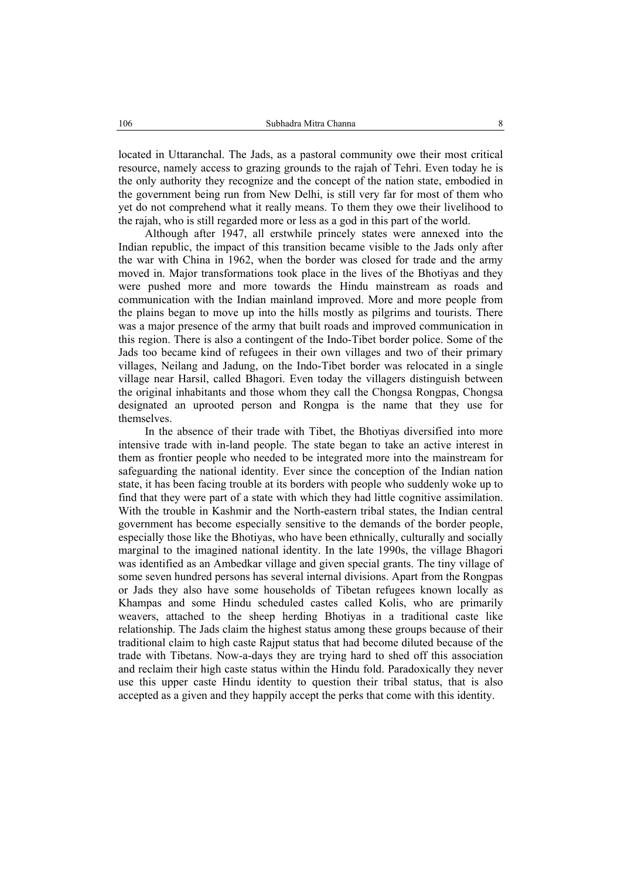located in Uttaranchal. The Jads, as a pastoral community owe their most critical resource, namely access to grazing grounds to the rajah of Tehri. Even today he is the only authority they recognize and the concept of the nation state, embodied in the government being run from New Delhi, is still very far for most of them who yet do not comprehend what it really means. To them they owe their livelihood to the rajah, who is still regarded more or less as a god in this part of the world.

Although after 1947, all erstwhile princely states were annexed into the Indian republic, the impact of this transition became visible to the Jads only after the war with China in 1962, when the border was closed for trade and the army moved in. Major transformations took place in the lives of the Bhotiyas and they were pushed more and more towards the Hindu mainstream as roads and communication with the Indian mainland improved. More and more people from the plains began to move up into the hills mostly as pilgrims and tourists. There was a major presence of the army that built roads and improved communication in this region. There is also a contingent of the Indo-Tibet border police. Some of the Jads too became kind of refugees in their own villages and two of their primary villages, Neilang and Jadung, on the Indo-Tibet border was relocated in a single village near Harsil, called Bhagori. Even today the villagers distinguish between the original inhabitants and those whom they call the Chongsa Rongpas, Chongsa designated an uprooted person and Rongpa is the name that they use for themselves.

In the absence of their trade with Tibet, the Bhotiyas diversified into more intensive trade with in-land people. The state began to take an active interest in them as frontier people who needed to be integrated more into the mainstream for safeguarding the national identity. Ever since the conception of the Indian nation state, it has been facing trouble at its borders with people who suddenly woke up to find that they were part of a state with which they had little cognitive assimilation. With the trouble in Kashmir and the North-eastern tribal states, the Indian central government has become especially sensitive to the demands of the border people, especially those like the Bhotiyas, who have been ethnically, culturally and socially marginal to the imagined national identity. In the late 1990s, the village Bhagori was identified as an Ambedkar village and given special grants. The tiny village of some seven hundred persons has several internal divisions. Apart from the Rongpas or Jads they also have some households of Tibetan refugees known locally as Khampas and some Hindu scheduled castes called Kolis, who are primarily weavers, attached to the sheep herding Bhotiyas in a traditional caste like relationship. The Jads claim the highest status among these groups because of their traditional claim to high caste Rajput status that had become diluted because of the trade with Tibetans. Now-a-days they are trying hard to shed off this association and reclaim their high caste status within the Hindu fold. Paradoxically they never use this upper caste Hindu identity to question their tribal status, that is also accepted as a given and they happily accept the perks that come with this identity.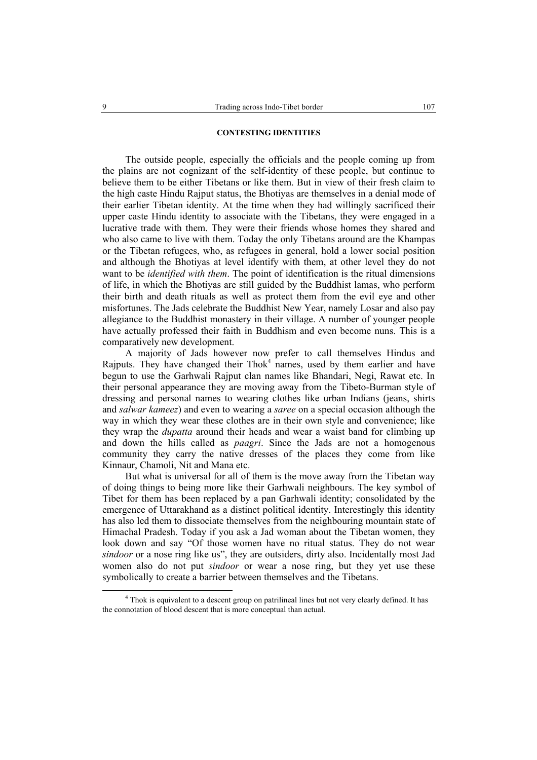## CONTESTING IDENTITIES

The outside people, especially the officials and the people coming up from the plains are not cognizant of the self-identity of these people, but continue to believe them to be either Tibetans or like them. But in view of their fresh claim to the high caste Hindu Rajput status, the Bhotiyas are themselves in a denial mode of their earlier Tibetan identity. At the time when they had willingly sacrificed their upper caste Hindu identity to associate with the Tibetans, they were engaged in a lucrative trade with them. They were their friends whose homes they shared and who also came to live with them. Today the only Tibetans around are the Khampas or the Tibetan refugees, who, as refugees in general, hold a lower social position and although the Bhotiyas at level identify with them, at other level they do not want to be *identified with them*. The point of identification is the ritual dimensions of life, in which the Bhotiyas are still guided by the Buddhist lamas, who perform their birth and death rituals as well as protect them from the evil eye and other misfortunes. The Jads celebrate the Buddhist New Year, namely Losar and also pay allegiance to the Buddhist monastery in their village. A number of younger people have actually professed their faith in Buddhism and even become nuns. This is a comparatively new development.

A majority of Jads however now prefer to call themselves Hindus and Rajputs. They have changed their Thok[4] names, used by them earlier and have begun to use the Garhwali Rajput clan names like Bhandari, Negi, Rawat etc. In their personal appearance they are moving away from the Tibeto-Burman style of dressing and personal names to wearing clothes like urban Indians (jeans, shirts and *salwar kameez*) and even to wearing a *saree* on a special occasion although the way in which they wear these clothes are in their own style and convenience; like they wrap the *dupatta* around their heads and wear a waist band for climbing up and down the hills called as *paagri*. Since the Jads are not a homogenous community they carry the native dresses of the places they come from like Kinnaur, Chamoli, Nit and Mana etc.

But what is universal for all of them is the move away from the Tibetan way of doing things to being more like their Garhwali neighbours. The key symbol of Tibet for them has been replaced by a pan Garhwali identity; consolidated by the emergence of Uttarakhand as a distinct political identity. Interestingly this identity has also led them to dissociate themselves from the neighbouring mountain state of Himachal Pradesh. Today if you ask a Jad woman about the Tibetan women, they look down and say "Of those women have no ritual status. They do not wear *sindoor* or a nose ring like us", they are outsiders, dirty also. Incidentally most Jad women also do not put *sindoor* or wear a nose ring, but they yet use these symbolically to create a barrier between themselves and the Tibetans.

---

[4] Thok is equivalent to a descent group on patrilineal lines but not very clearly defined. It has the connotation of blood descent that is more conceptual than actual.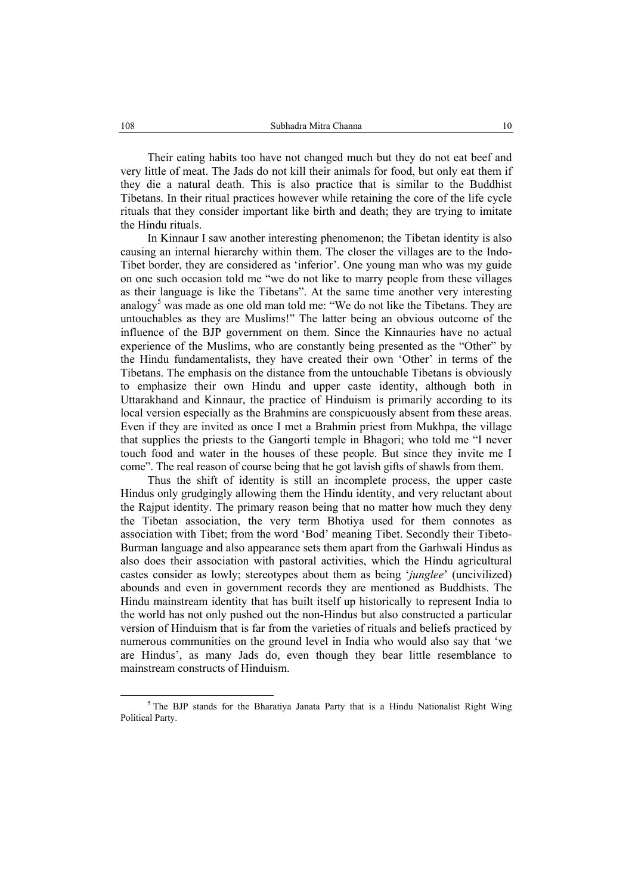Their eating habits too have not changed much but they do not eat beef and very little of meat. The Jads do not kill their animals for food, but only eat them if they die a natural death. This is also practice that is similar to the Buddhist Tibetans. In their ritual practices however while retaining the core of the life cycle rituals that they consider important like birth and death; they are trying to imitate the Hindu rituals.

In Kinnaur I saw another interesting phenomenon; the Tibetan identity is also causing an internal hierarchy within them. The closer the villages are to the Indo-Tibet border, they are considered as 'inferior'. One young man who was my guide on one such occasion told me "we do not like to marry people from these villages as their language is like the Tibetans". At the same time another very interesting analogy[5] was made as one old man told me: "We do not like the Tibetans. They are untouchables as they are Muslims!" The latter being an obvious outcome of the influence of the BJP government on them. Since the Kinnauries have no actual experience of the Muslims, who are constantly being presented as the "Other" by the Hindu fundamentalists, they have created their own 'Other' in terms of the Tibetans. The emphasis on the distance from the untouchable Tibetans is obviously to emphasize their own Hindu and upper caste identity, although both in Uttarakhand and Kinnaur, the practice of Hinduism is primarily according to its local version especially as the Brahmins are conspicuously absent from these areas. Even if they are invited as once I met a Brahmin priest from Mukhpa, the village that supplies the priests to the Gangorti temple in Bhagori; who told me "I never touch food and water in the houses of these people. But since they invite me I come". The real reason of course being that he got lavish gifts of shawls from them.

Thus the shift of identity is still an incomplete process, the upper caste Hindus only grudgingly allowing them the Hindu identity, and very reluctant about the Rajput identity. The primary reason being that no matter how much they deny the Tibetan association, the very term Bhotiya used for them connotes as association with Tibet; from the word 'Bod' meaning Tibet. Secondly their Tibeto-Burman language and also appearance sets them apart from the Garhwali Hindus as also does their association with pastoral activities, which the Hindu agricultural castes consider as lowly; stereotypes about them as being '*junglee*' (uncivilized) abounds and even in government records they are mentioned as Buddhists. The Hindu mainstream identity that has built itself up historically to represent India to the world has not only pushed out the non-Hindus but also constructed a particular version of Hinduism that is far from the varieties of rituals and beliefs practiced by numerous communities on the ground level in India who would also say that 'we are Hindus', as many Jads do, even though they bear little resemblance to mainstream constructs of Hinduism.

---

[5] The BJP stands for the Bharatiya Janata Party that is a Hindu Nationalist Right Wing Political Party.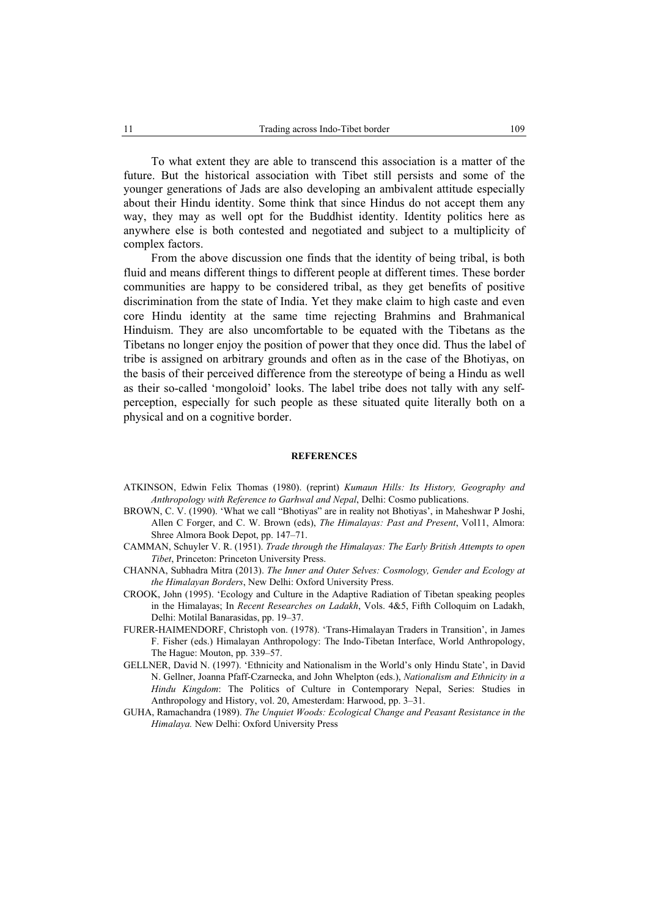To what extent they are able to transcend this association is a matter of the future. But the historical association with Tibet still persists and some of the younger generations of Jads are also developing an ambivalent attitude especially about their Hindu identity. Some think that since Hindus do not accept them any way, they may as well opt for the Buddhist identity. Identity politics here as anywhere else is both contested and negotiated and subject to a multiplicity of complex factors.

From the above discussion one finds that the identity of being tribal, is both fluid and means different things to different people at different times. These border communities are happy to be considered tribal, as they get benefits of positive discrimination from the state of India. Yet they make claim to high caste and even core Hindu identity at the same time rejecting Brahmins and Brahmanical Hinduism. They are also uncomfortable to be equated with the Tibetans as the Tibetans no longer enjoy the position of power that they once did. Thus the label of tribe is assigned on arbitrary grounds and often as in the case of the Bhotiyas, on the basis of their perceived difference from the stereotype of being a Hindu as well as their so-called 'mongoloid' looks. The label tribe does not tally with any self-perception, especially for such people as these situated quite literally both on a physical and on a cognitive border.

## REFERENCES

ATKINSON, Edwin Felix Thomas (1980). (reprint) *Kumaun Hills: Its History, Geography and Anthropology with Reference to Garhwal and Nepal*, Delhi: Cosmo publications.

BROWN, C. V. (1990). 'What we call "Bhotiyas" are in reality not Bhotiyas', in Maheshwar P Joshi, Allen C Forger, and C. W. Brown (eds), *The Himalayas: Past and Present*, Vol11, Almora: Shree Almora Book Depot, pp. 147–71.

CAMMAN, Schuyler V. R. (1951). *Trade through the Himalayas: The Early British Attempts to open Tibet*, Princeton: Princeton University Press.

CHANNA, Subhadra Mitra (2013). *The Inner and Outer Selves: Cosmology, Gender and Ecology at the Himalayan Borders*, New Delhi: Oxford University Press.

CROOK, John (1995). 'Ecology and Culture in the Adaptive Radiation of Tibetan speaking peoples in the Himalayas; In *Recent Researches on Ladakh*, Vols. 4&5, Fifth Colloquim on Ladakh, Delhi: Motilal Banarasidas, pp. 19–37.

FURER-HAIMENDORF, Christoph von. (1978). 'Trans-Himalayan Traders in Transition', in James F. Fisher (eds.) Himalayan Anthropology: The Indo-Tibetan Interface, World Anthropology, The Hague: Mouton, pp. 339–57.

GELLNER, David N. (1997). 'Ethnicity and Nationalism in the World's only Hindu State', in David N. Gellner, Joanna Pfaff-Czarnecka, and John Whelpton (eds.), *Nationalism and Ethnicity in a Hindu Kingdom*: The Politics of Culture in Contemporary Nepal, Series: Studies in Anthropology and History, vol. 20, Amesterdam: Harwood, pp. 3–31.

GUHA, Ramachandra (1989). *The Unquiet Woods: Ecological Change and Peasant Resistance in the Himalaya.* New Delhi: Oxford University Press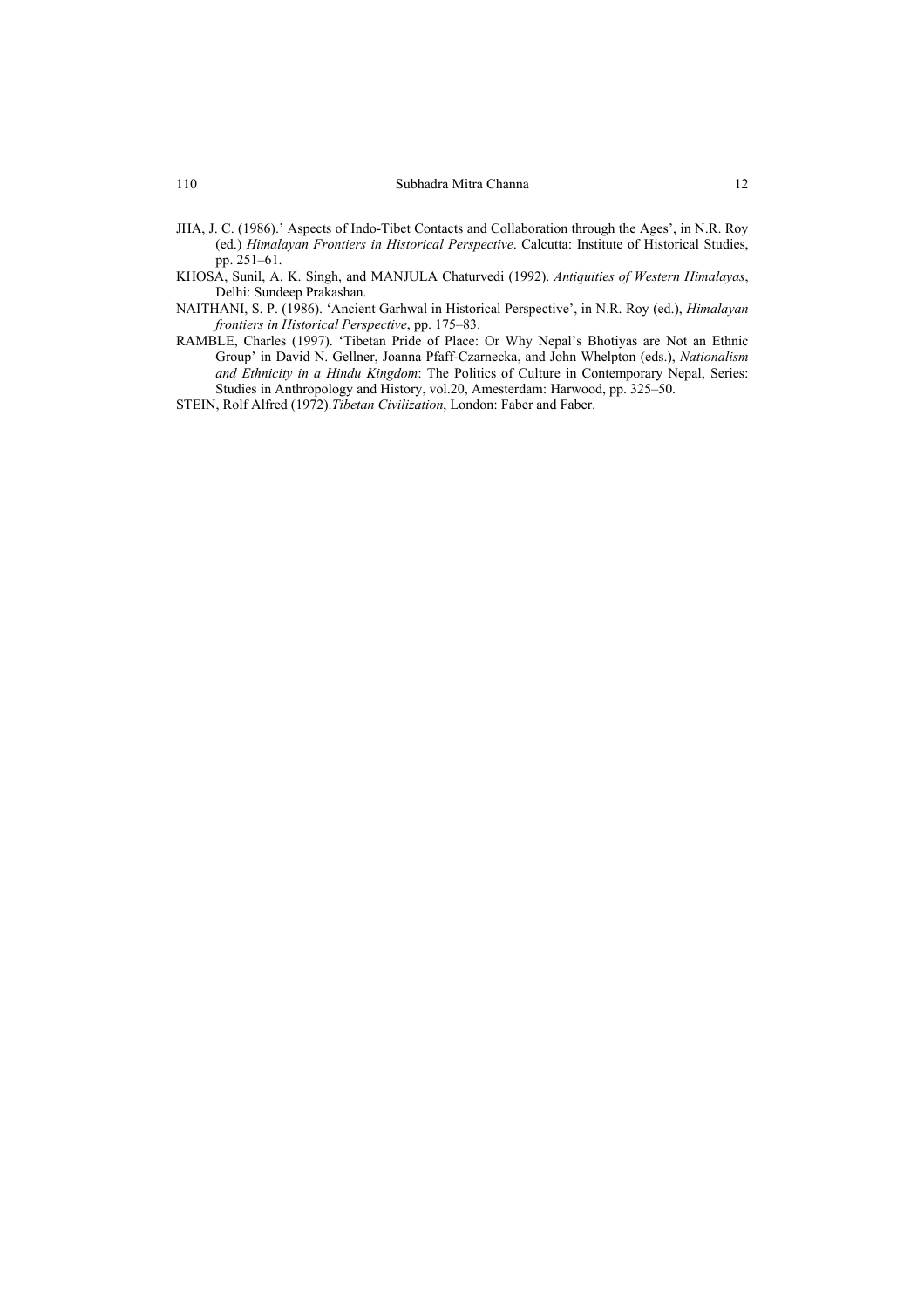JHA, J. C. (1986).' Aspects of Indo-Tibet Contacts and Collaboration through the Ages', in N.R. Roy (ed.) *Himalayan Frontiers in Historical Perspective*. Calcutta: Institute of Historical Studies, pp. 251–61.

KHOSA, Sunil, A. K. Singh, and MANJULA Chaturvedi (1992). *Antiquities of Western Himalayas*, Delhi: Sundeep Prakashan.

NAITHANI, S. P. (1986). 'Ancient Garhwal in Historical Perspective', in N.R. Roy (ed.), *Himalayan frontiers in Historical Perspective*, pp. 175–83.

RAMBLE, Charles (1997). 'Tibetan Pride of Place: Or Why Nepal's Bhotiyas are Not an Ethnic Group' in David N. Gellner, Joanna Pfaff-Czarnecka, and John Whelpton (eds.), *Nationalism and Ethnicity in a Hindu Kingdom*: The Politics of Culture in Contemporary Nepal, Series: Studies in Anthropology and History, vol.20, Amesterdam: Harwood, pp. 325–50.

STEIN, Rolf Alfred (1972).*Tibetan Civilization*, London: Faber and Faber.